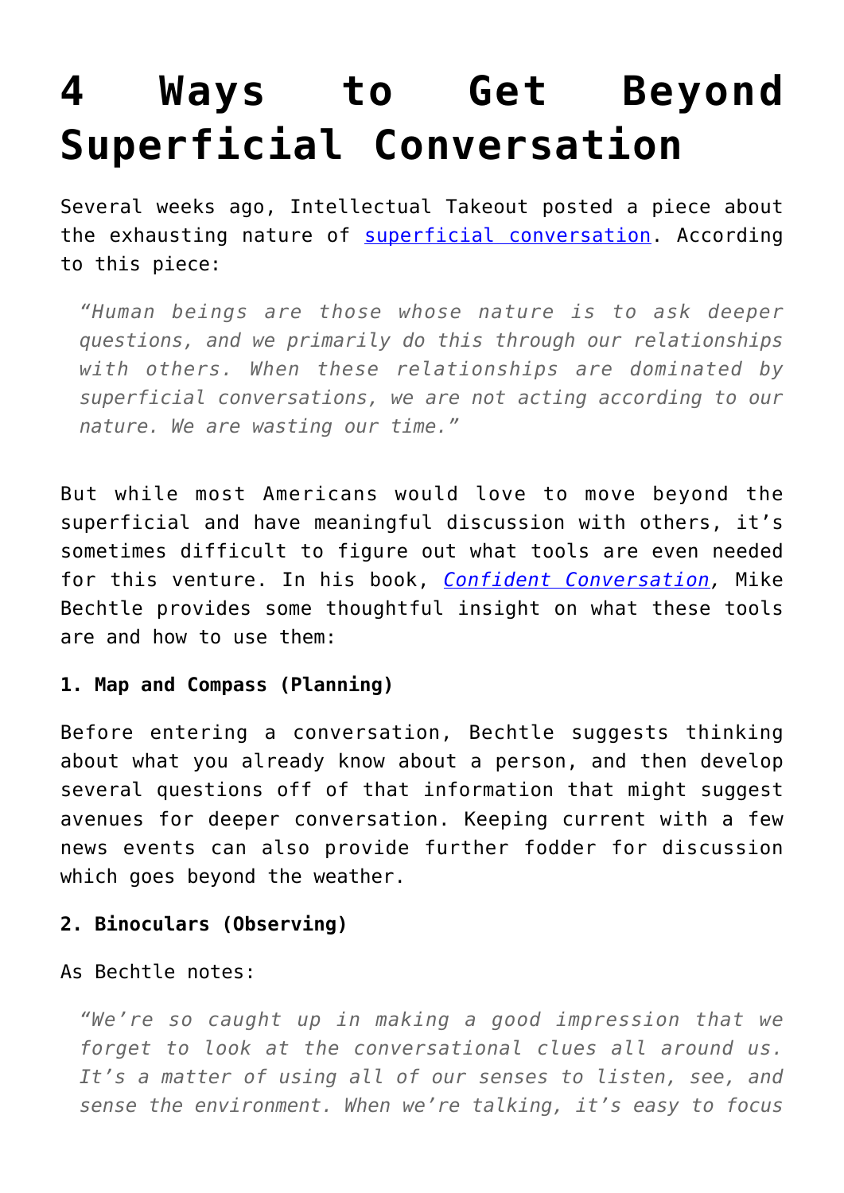# 4 Ways to Get Beyond Superficial Conversation

Several weeks ago, Intellectual Takeout posted a piece about the exhausting nature of [superficial conversation](). According to this piece:

> *"Human beings are those whose nature is to ask deeper questions, and we primarily do this through our relationships with others. When these relationships are dominated by superficial conversations, we are not acting according to our nature. We are wasting our time."*

But while most Americans would love to move beyond the superficial and have meaningful discussion with others, it's sometimes difficult to figure out what tools are even needed for this venture. In his book, [*Confident Conversation*](), Mike Bechtle provides some thoughtful insight on what these tools are and how to use them:

**1. Map and Compass (Planning)**

Before entering a conversation, Bechtle suggests thinking about what you already know about a person, and then develop several questions off of that information that might suggest avenues for deeper conversation. Keeping current with a few news events can also provide further fodder for discussion which goes beyond the weather.

**2. Binoculars (Observing)**

As Bechtle notes:

> *"We're so caught up in making a good impression that we forget to look at the conversational clues all around us. It's a matter of using all of our senses to listen, see, and sense the environment. When we're talking, it's easy to focus*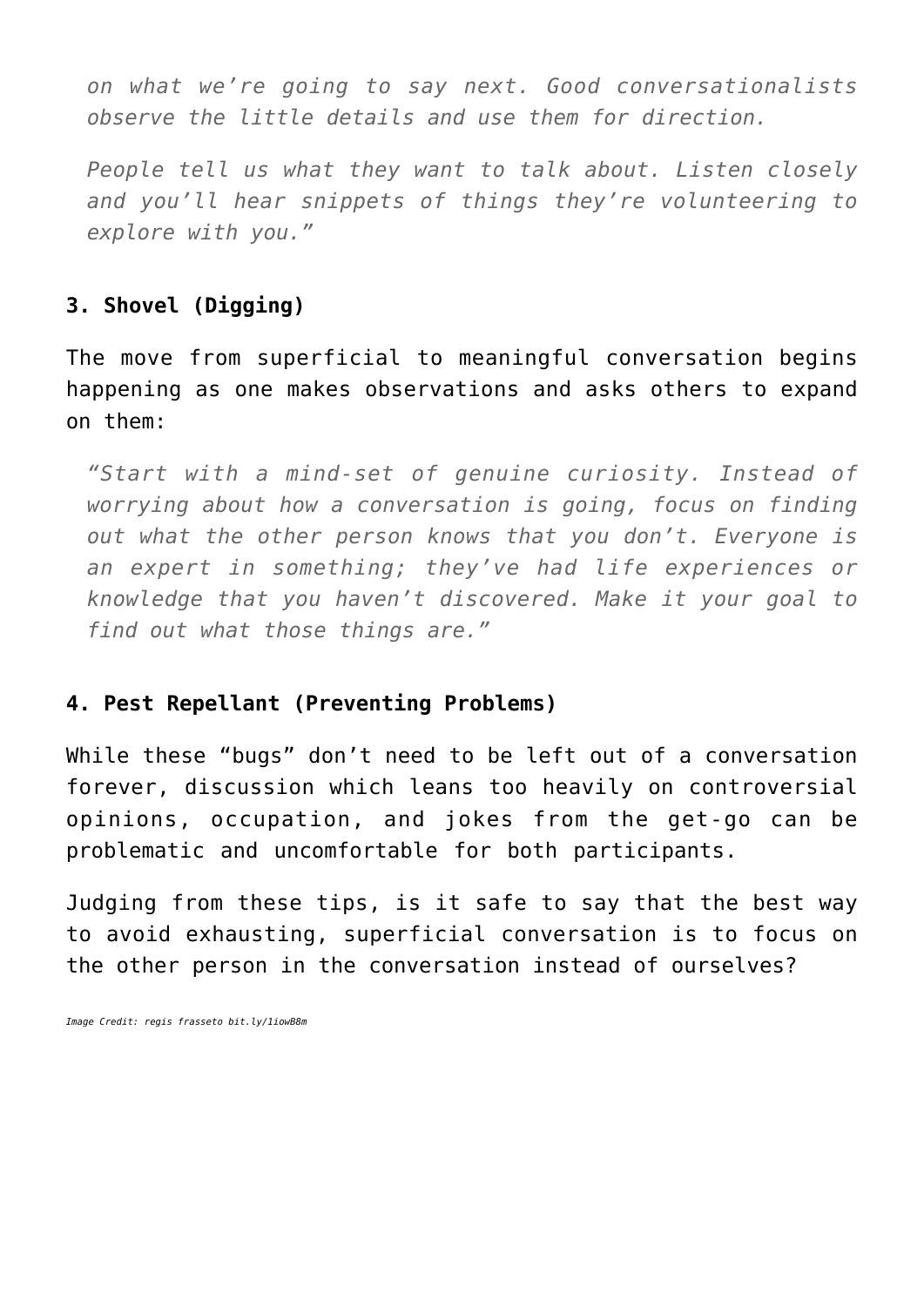> *on what we're going to say next. Good conversationalists observe the little details and use them for direction.*
>
> *People tell us what they want to talk about. Listen closely and you'll hear snippets of things they're volunteering to explore with you."*

### 3. Shovel (Digging)

The move from superficial to meaningful conversation begins happening as one makes observations and asks others to expand on them:

> *"Start with a mind-set of genuine curiosity. Instead of worrying about how a conversation is going, focus on finding out what the other person knows that you don't. Everyone is an expert in something; they've had life experiences or knowledge that you haven't discovered. Make it your goal to find out what those things are."*

### 4. Pest Repellant (Preventing Problems)

While these "bugs" don't need to be left out of a conversation forever, discussion which leans too heavily on controversial opinions, occupation, and jokes from the get-go can be problematic and uncomfortable for both participants.

Judging from these tips, is it safe to say that the best way to avoid exhausting, superficial conversation is to focus on the other person in the conversation instead of ourselves?

*Image Credit: regis frasseto bit.ly/1iowB8m*